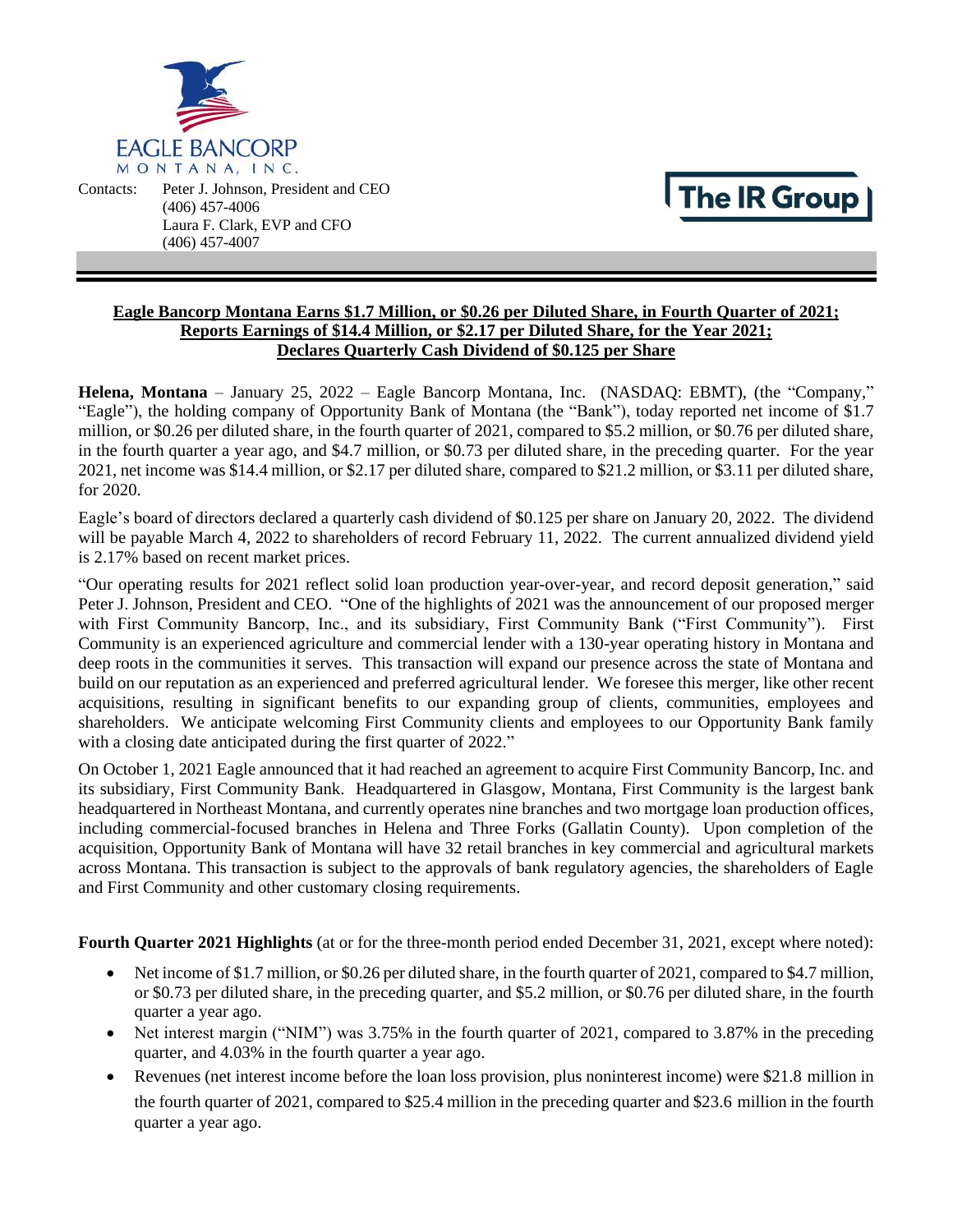EAGLE BANCORP MONTANA, INC.

Contacts: Peter J. Johnson, President and CEO
(406) 457-4006
Laura F. Clark, EVP and CFO
(406) 457-4007

The IR Group

**Eagle Bancorp Montana Earns $1.7 Million, or $0.26 per Diluted Share, in Fourth Quarter of 2021; Reports Earnings of $14.4 Million, or $2.17 per Diluted Share, for the Year 2021; Declares Quarterly Cash Dividend of $0.125 per Share**

**Helena, Montana** – January 25, 2022 – Eagle Bancorp Montana, Inc. (NASDAQ: EBMT), (the "Company," "Eagle"), the holding company of Opportunity Bank of Montana (the "Bank"), today reported net income of $1.7 million, or $0.26 per diluted share, in the fourth quarter of 2021, compared to $5.2 million, or $0.76 per diluted share, in the fourth quarter a year ago, and $4.7 million, or $0.73 per diluted share, in the preceding quarter. For the year 2021, net income was $14.4 million, or $2.17 per diluted share, compared to $21.2 million, or $3.11 per diluted share, for 2020.

Eagle's board of directors declared a quarterly cash dividend of $0.125 per share on January 20, 2022. The dividend will be payable March 4, 2022 to shareholders of record February 11, 2022. The current annualized dividend yield is 2.17% based on recent market prices.

"Our operating results for 2021 reflect solid loan production year-over-year, and record deposit generation," said Peter J. Johnson, President and CEO. "One of the highlights of 2021 was the announcement of our proposed merger with First Community Bancorp, Inc., and its subsidiary, First Community Bank ("First Community"). First Community is an experienced agriculture and commercial lender with a 130-year operating history in Montana and deep roots in the communities it serves. This transaction will expand our presence across the state of Montana and build on our reputation as an experienced and preferred agricultural lender. We foresee this merger, like other recent acquisitions, resulting in significant benefits to our expanding group of clients, communities, employees and shareholders. We anticipate welcoming First Community clients and employees to our Opportunity Bank family with a closing date anticipated during the first quarter of 2022."

On October 1, 2021 Eagle announced that it had reached an agreement to acquire First Community Bancorp, Inc. and its subsidiary, First Community Bank. Headquartered in Glasgow, Montana, First Community is the largest bank headquartered in Northeast Montana, and currently operates nine branches and two mortgage loan production offices, including commercial-focused branches in Helena and Three Forks (Gallatin County). Upon completion of the acquisition, Opportunity Bank of Montana will have 32 retail branches in key commercial and agricultural markets across Montana. This transaction is subject to the approvals of bank regulatory agencies, the shareholders of Eagle and First Community and other customary closing requirements.

**Fourth Quarter 2021 Highlights** (at or for the three-month period ended December 31, 2021, except where noted):

- Net income of $1.7 million, or $0.26 per diluted share, in the fourth quarter of 2021, compared to $4.7 million, or $0.73 per diluted share, in the preceding quarter, and $5.2 million, or $0.76 per diluted share, in the fourth quarter a year ago.
- Net interest margin ("NIM") was 3.75% in the fourth quarter of 2021, compared to 3.87% in the preceding quarter, and 4.03% in the fourth quarter a year ago.
- Revenues (net interest income before the loan loss provision, plus noninterest income) were $21.8 million in the fourth quarter of 2021, compared to $25.4 million in the preceding quarter and $23.6 million in the fourth quarter a year ago.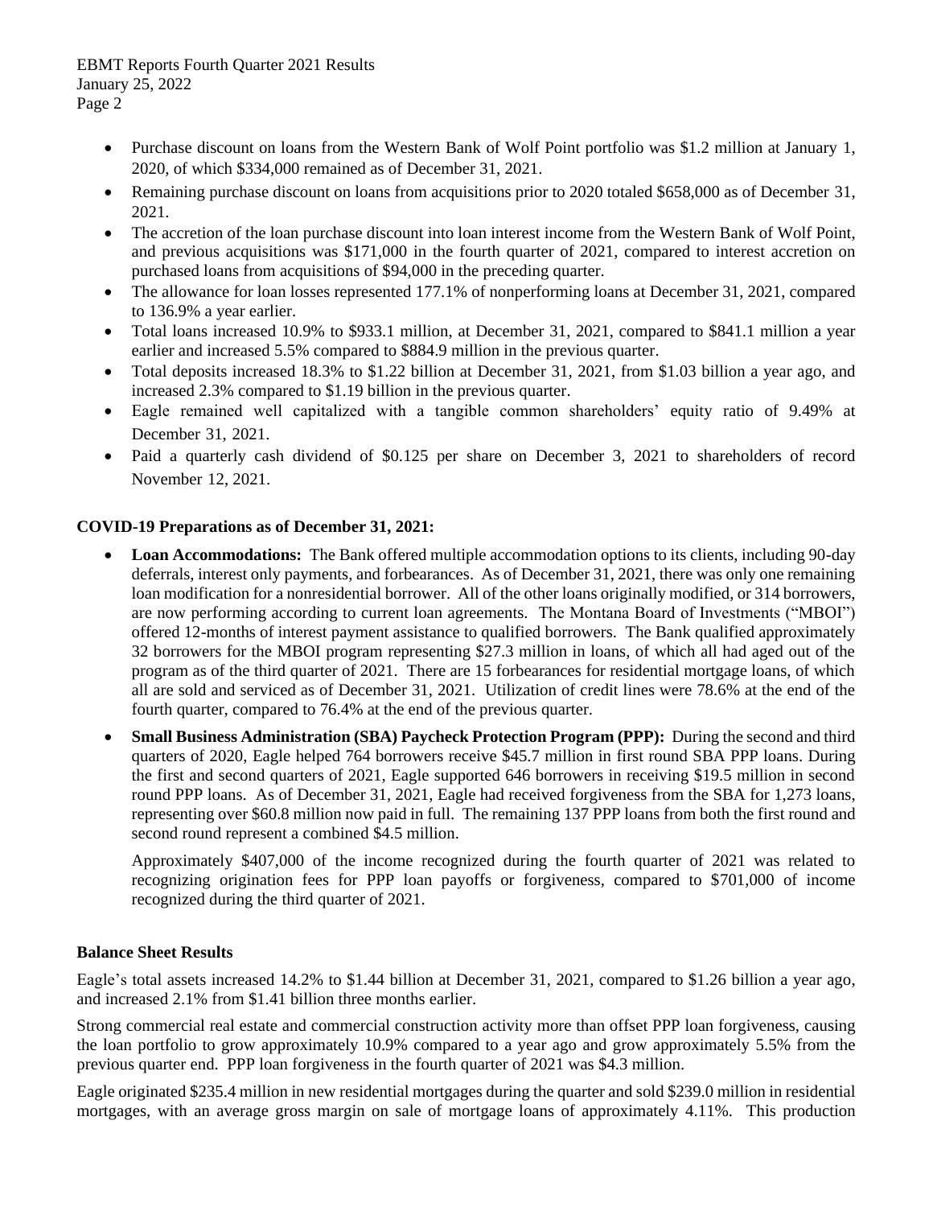- Purchase discount on loans from the Western Bank of Wolf Point portfolio was $1.2 million at January 1, 2020, of which $334,000 remained as of December 31, 2021.
- Remaining purchase discount on loans from acquisitions prior to 2020 totaled $658,000 as of December 31, 2021.
- The accretion of the loan purchase discount into loan interest income from the Western Bank of Wolf Point, and previous acquisitions was $171,000 in the fourth quarter of 2021, compared to interest accretion on purchased loans from acquisitions of $94,000 in the preceding quarter.
- The allowance for loan losses represented 177.1% of nonperforming loans at December 31, 2021, compared to 136.9% a year earlier.
- Total loans increased 10.9% to $933.1 million, at December 31, 2021, compared to $841.1 million a year earlier and increased 5.5% compared to $884.9 million in the previous quarter.
- Total deposits increased 18.3% to $1.22 billion at December 31, 2021, from $1.03 billion a year ago, and increased 2.3% compared to $1.19 billion in the previous quarter.
- Eagle remained well capitalized with a tangible common shareholders' equity ratio of 9.49% at December 31, 2021.
- Paid a quarterly cash dividend of $0.125 per share on December 3, 2021 to shareholders of record November 12, 2021.

**COVID-19 Preparations as of December 31, 2021:**

- **Loan Accommodations:** The Bank offered multiple accommodation options to its clients, including 90-day deferrals, interest only payments, and forbearances. As of December 31, 2021, there was only one remaining loan modification for a nonresidential borrower. All of the other loans originally modified, or 314 borrowers, are now performing according to current loan agreements. The Montana Board of Investments ("MBOI") offered 12-months of interest payment assistance to qualified borrowers. The Bank qualified approximately 32 borrowers for the MBOI program representing $27.3 million in loans, of which all had aged out of the program as of the third quarter of 2021. There are 15 forbearances for residential mortgage loans, of which all are sold and serviced as of December 31, 2021. Utilization of credit lines were 78.6% at the end of the fourth quarter, compared to 76.4% at the end of the previous quarter.
- **Small Business Administration (SBA) Paycheck Protection Program (PPP):** During the second and third quarters of 2020, Eagle helped 764 borrowers receive $45.7 million in first round SBA PPP loans. During the first and second quarters of 2021, Eagle supported 646 borrowers in receiving $19.5 million in second round PPP loans. As of December 31, 2021, Eagle had received forgiveness from the SBA for 1,273 loans, representing over $60.8 million now paid in full. The remaining 137 PPP loans from both the first round and second round represent a combined $4.5 million.

  Approximately $407,000 of the income recognized during the fourth quarter of 2021 was related to recognizing origination fees for PPP loan payoffs or forgiveness, compared to $701,000 of income recognized during the third quarter of 2021.

**Balance Sheet Results**

Eagle's total assets increased 14.2% to $1.44 billion at December 31, 2021, compared to $1.26 billion a year ago, and increased 2.1% from $1.41 billion three months earlier.

Strong commercial real estate and commercial construction activity more than offset PPP loan forgiveness, causing the loan portfolio to grow approximately 10.9% compared to a year ago and grow approximately 5.5% from the previous quarter end. PPP loan forgiveness in the fourth quarter of 2021 was $4.3 million.

Eagle originated $235.4 million in new residential mortgages during the quarter and sold $239.0 million in residential mortgages, with an average gross margin on sale of mortgage loans of approximately 4.11%. This production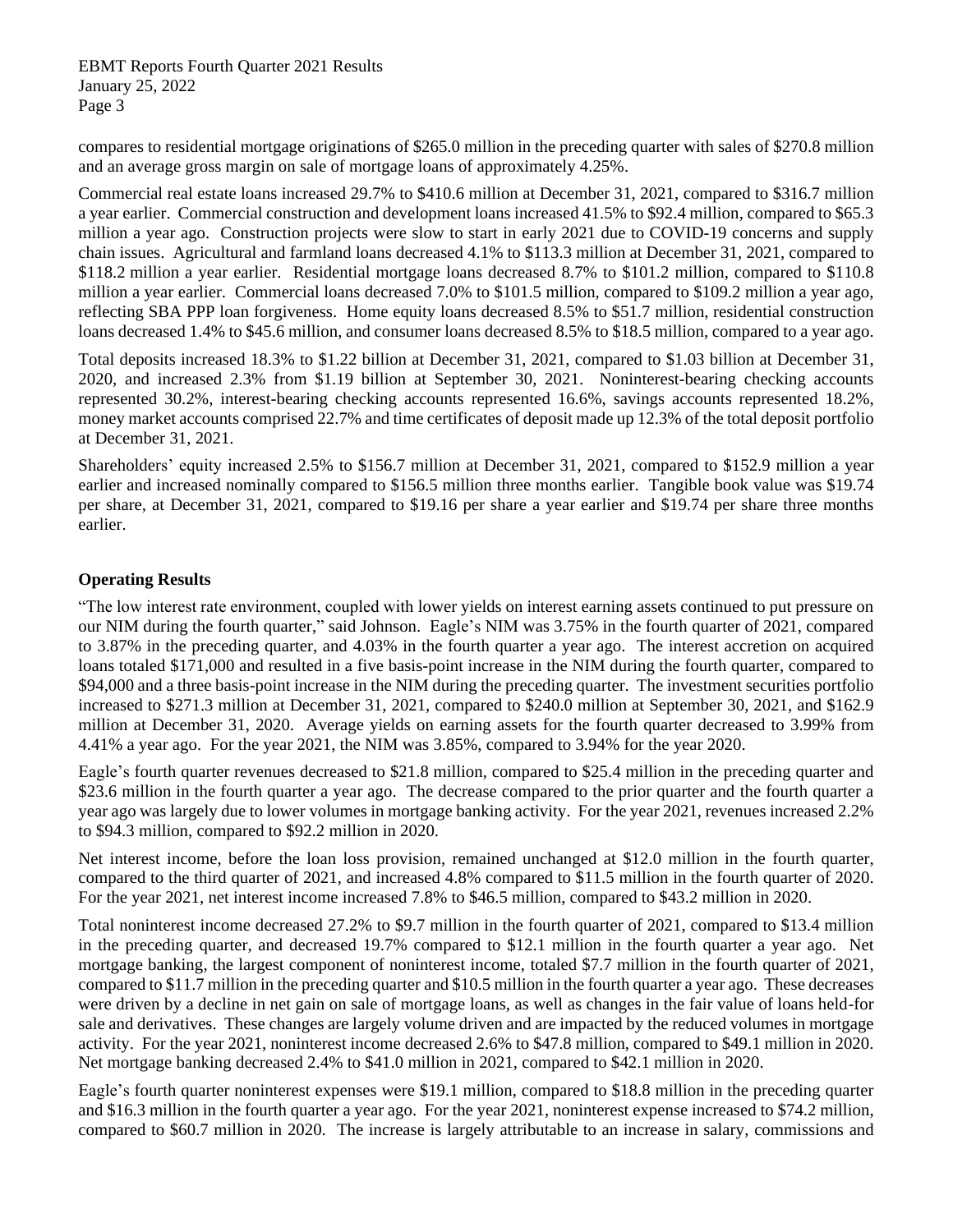compares to residential mortgage originations of $265.0 million in the preceding quarter with sales of $270.8 million and an average gross margin on sale of mortgage loans of approximately 4.25%.

Commercial real estate loans increased 29.7% to $410.6 million at December 31, 2021, compared to $316.7 million a year earlier. Commercial construction and development loans increased 41.5% to $92.4 million, compared to $65.3 million a year ago. Construction projects were slow to start in early 2021 due to COVID-19 concerns and supply chain issues. Agricultural and farmland loans decreased 4.1% to $113.3 million at December 31, 2021, compared to $118.2 million a year earlier. Residential mortgage loans decreased 8.7% to $101.2 million, compared to $110.8 million a year earlier. Commercial loans decreased 7.0% to $101.5 million, compared to $109.2 million a year ago, reflecting SBA PPP loan forgiveness. Home equity loans decreased 8.5% to $51.7 million, residential construction loans decreased 1.4% to $45.6 million, and consumer loans decreased 8.5% to $18.5 million, compared to a year ago.

Total deposits increased 18.3% to $1.22 billion at December 31, 2021, compared to $1.03 billion at December 31, 2020, and increased 2.3% from $1.19 billion at September 30, 2021. Noninterest-bearing checking accounts represented 30.2%, interest-bearing checking accounts represented 16.6%, savings accounts represented 18.2%, money market accounts comprised 22.7% and time certificates of deposit made up 12.3% of the total deposit portfolio at December 31, 2021.

Shareholders' equity increased 2.5% to $156.7 million at December 31, 2021, compared to $152.9 million a year earlier and increased nominally compared to $156.5 million three months earlier. Tangible book value was $19.74 per share, at December 31, 2021, compared to $19.16 per share a year earlier and $19.74 per share three months earlier.

**Operating Results**

"The low interest rate environment, coupled with lower yields on interest earning assets continued to put pressure on our NIM during the fourth quarter," said Johnson. Eagle's NIM was 3.75% in the fourth quarter of 2021, compared to 3.87% in the preceding quarter, and 4.03% in the fourth quarter a year ago. The interest accretion on acquired loans totaled $171,000 and resulted in a five basis-point increase in the NIM during the fourth quarter, compared to $94,000 and a three basis-point increase in the NIM during the preceding quarter. The investment securities portfolio increased to $271.3 million at December 31, 2021, compared to $240.0 million at September 30, 2021, and $162.9 million at December 31, 2020. Average yields on earning assets for the fourth quarter decreased to 3.99% from 4.41% a year ago. For the year 2021, the NIM was 3.85%, compared to 3.94% for the year 2020.

Eagle's fourth quarter revenues decreased to $21.8 million, compared to $25.4 million in the preceding quarter and $23.6 million in the fourth quarter a year ago. The decrease compared to the prior quarter and the fourth quarter a year ago was largely due to lower volumes in mortgage banking activity. For the year 2021, revenues increased 2.2% to $94.3 million, compared to $92.2 million in 2020.

Net interest income, before the loan loss provision, remained unchanged at $12.0 million in the fourth quarter, compared to the third quarter of 2021, and increased 4.8% compared to $11.5 million in the fourth quarter of 2020. For the year 2021, net interest income increased 7.8% to $46.5 million, compared to $43.2 million in 2020.

Total noninterest income decreased 27.2% to $9.7 million in the fourth quarter of 2021, compared to $13.4 million in the preceding quarter, and decreased 19.7% compared to $12.1 million in the fourth quarter a year ago. Net mortgage banking, the largest component of noninterest income, totaled $7.7 million in the fourth quarter of 2021, compared to $11.7 million in the preceding quarter and $10.5 million in the fourth quarter a year ago. These decreases were driven by a decline in net gain on sale of mortgage loans, as well as changes in the fair value of loans held-for sale and derivatives. These changes are largely volume driven and are impacted by the reduced volumes in mortgage activity. For the year 2021, noninterest income decreased 2.6% to $47.8 million, compared to $49.1 million in 2020. Net mortgage banking decreased 2.4% to $41.0 million in 2021, compared to $42.1 million in 2020.

Eagle's fourth quarter noninterest expenses were $19.1 million, compared to $18.8 million in the preceding quarter and $16.3 million in the fourth quarter a year ago. For the year 2021, noninterest expense increased to $74.2 million, compared to $60.7 million in 2020. The increase is largely attributable to an increase in salary, commissions and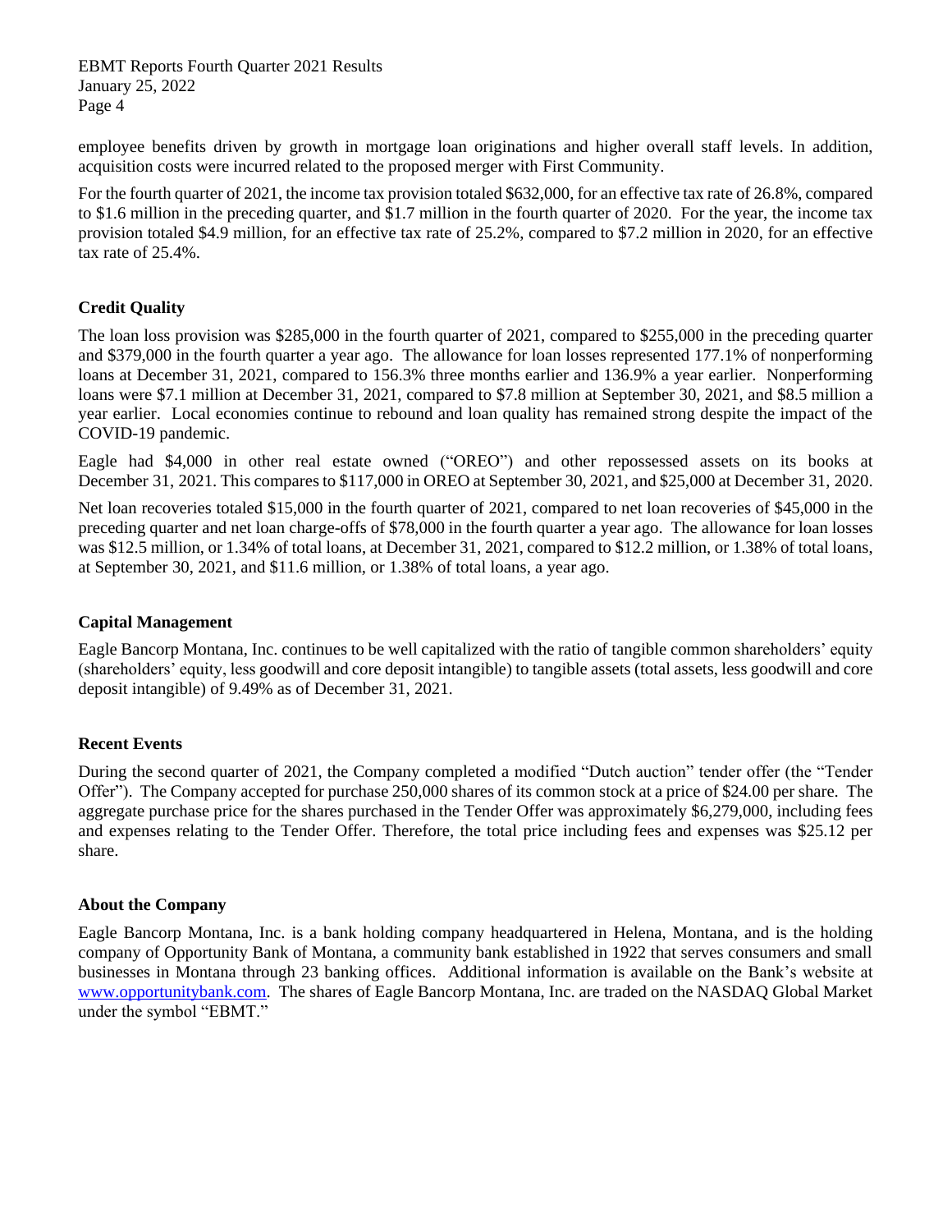employee benefits driven by growth in mortgage loan originations and higher overall staff levels. In addition, acquisition costs were incurred related to the proposed merger with First Community.

For the fourth quarter of 2021, the income tax provision totaled $632,000, for an effective tax rate of 26.8%, compared to $1.6 million in the preceding quarter, and $1.7 million in the fourth quarter of 2020. For the year, the income tax provision totaled $4.9 million, for an effective tax rate of 25.2%, compared to $7.2 million in 2020, for an effective tax rate of 25.4%.

**Credit Quality**

The loan loss provision was $285,000 in the fourth quarter of 2021, compared to $255,000 in the preceding quarter and $379,000 in the fourth quarter a year ago. The allowance for loan losses represented 177.1% of nonperforming loans at December 31, 2021, compared to 156.3% three months earlier and 136.9% a year earlier. Nonperforming loans were $7.1 million at December 31, 2021, compared to $7.8 million at September 30, 2021, and $8.5 million a year earlier. Local economies continue to rebound and loan quality has remained strong despite the impact of the COVID-19 pandemic.

Eagle had $4,000 in other real estate owned ("OREO") and other repossessed assets on its books at December 31, 2021. This compares to $117,000 in OREO at September 30, 2021, and $25,000 at December 31, 2020.

Net loan recoveries totaled $15,000 in the fourth quarter of 2021, compared to net loan recoveries of $45,000 in the preceding quarter and net loan charge-offs of $78,000 in the fourth quarter a year ago. The allowance for loan losses was $12.5 million, or 1.34% of total loans, at December 31, 2021, compared to $12.2 million, or 1.38% of total loans, at September 30, 2021, and $11.6 million, or 1.38% of total loans, a year ago.

**Capital Management**

Eagle Bancorp Montana, Inc. continues to be well capitalized with the ratio of tangible common shareholders' equity (shareholders' equity, less goodwill and core deposit intangible) to tangible assets (total assets, less goodwill and core deposit intangible) of 9.49% as of December 31, 2021.

**Recent Events**

During the second quarter of 2021, the Company completed a modified "Dutch auction" tender offer (the "Tender Offer"). The Company accepted for purchase 250,000 shares of its common stock at a price of $24.00 per share. The aggregate purchase price for the shares purchased in the Tender Offer was approximately $6,279,000, including fees and expenses relating to the Tender Offer. Therefore, the total price including fees and expenses was $25.12 per share.

**About the Company**

Eagle Bancorp Montana, Inc. is a bank holding company headquartered in Helena, Montana, and is the holding company of Opportunity Bank of Montana, a community bank established in 1922 that serves consumers and small businesses in Montana through 23 banking offices. Additional information is available on the Bank's website at www.opportunitybank.com. The shares of Eagle Bancorp Montana, Inc. are traded on the NASDAQ Global Market under the symbol "EBMT."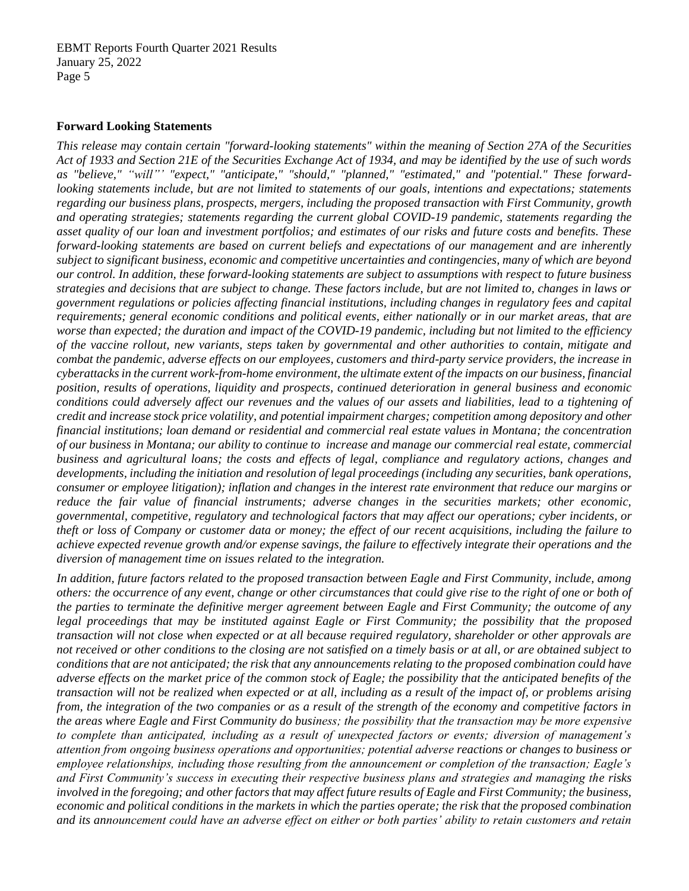## Forward Looking Statements

*This release may contain certain "forward-looking statements" within the meaning of Section 27A of the Securities Act of 1933 and Section 21E of the Securities Exchange Act of 1934, and may be identified by the use of such words as "believe," "will"' "expect," "anticipate," "should," "planned," "estimated," and "potential." These forward-looking statements include, but are not limited to, statements of our goals, intentions and expectations; statements regarding our business plans, prospects, mergers, including the proposed transaction with First Community, growth and operating strategies; statements regarding the current global COVID-19 pandemic, statements regarding the asset quality of our loan and investment portfolios; and estimates of our risks and future costs and benefits. These forward-looking statements are based on current beliefs and expectations of our management and are inherently subject to significant business, economic and competitive uncertainties and contingencies, many of which are beyond our control. In addition, these forward-looking statements are subject to assumptions with respect to future business strategies and decisions that are subject to change. These factors include, but are not limited to, changes in laws or government regulations or policies affecting financial institutions, including changes in regulatory fees and capital requirements; general economic conditions and political events, either nationally or in our market areas, that are worse than expected; the duration and impact of the COVID-19 pandemic, including but not limited to the efficiency of the vaccine rollout, new variants, steps taken by governmental and other authorities to contain, mitigate and combat the pandemic, adverse effects on our employees, customers and third-party service providers, the increase in cyberattacks in the current work-from-home environment, the ultimate extent of the impacts on our business, financial position, results of operations, liquidity and prospects, continued deterioration in general business and economic conditions could adversely affect our revenues and the values of our assets and liabilities, lead to a tightening of credit and increase stock price volatility, and potential impairment charges; competition among depository and other financial institutions; loan demand or residential and commercial real estate values in Montana; the concentration of our business in Montana; our ability to continue to increase and manage our commercial real estate, commercial business and agricultural loans; the costs and effects of legal, compliance and regulatory actions, changes and developments, including the initiation and resolution of legal proceedings (including any securities, bank operations, consumer or employee litigation); inflation and changes in the interest rate environment that reduce our margins or reduce the fair value of financial instruments; adverse changes in the securities markets; other economic, governmental, competitive, regulatory and technological factors that may affect our operations; cyber incidents, or theft or loss of Company or customer data or money; the effect of our recent acquisitions, including the failure to achieve expected revenue growth and/or expense savings, the failure to effectively integrate their operations and the diversion of management time on issues related to the integration.*

*In addition, future factors related to the proposed transaction between Eagle and First Community, include, among others: the occurrence of any event, change or other circumstances that could give rise to the right of one or both of the parties to terminate the definitive merger agreement between Eagle and First Community; the outcome of any legal proceedings that may be instituted against Eagle or First Community; the possibility that the proposed transaction will not close when expected or at all because required regulatory, shareholder or other approvals are not received or other conditions to the closing are not satisfied on a timely basis or at all, or are obtained subject to conditions that are not anticipated; the risk that any announcements relating to the proposed combination could have adverse effects on the market price of the common stock of Eagle; the possibility that the anticipated benefits of the transaction will not be realized when expected or at all, including as a result of the impact of, or problems arising from, the integration of the two companies or as a result of the strength of the economy and competitive factors in the areas where Eagle and First Community do business; the possibility that the transaction may be more expensive to complete than anticipated, including as a result of unexpected factors or events; diversion of management's attention from ongoing business operations and opportunities; potential adverse reactions or changes to business or employee relationships, including those resulting from the announcement or completion of the transaction; Eagle's and First Community's success in executing their respective business plans and strategies and managing the risks involved in the foregoing; and other factors that may affect future results of Eagle and First Community; the business, economic and political conditions in the markets in which the parties operate; the risk that the proposed combination and its announcement could have an adverse effect on either or both parties' ability to retain customers and retain*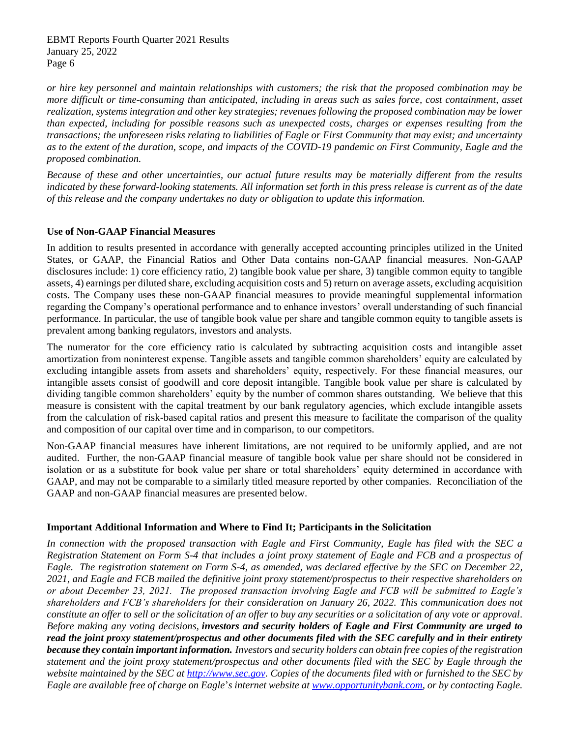*or hire key personnel and maintain relationships with customers; the risk that the proposed combination may be more difficult or time-consuming than anticipated, including in areas such as sales force, cost containment, asset realization, systems integration and other key strategies; revenues following the proposed combination may be lower than expected, including for possible reasons such as unexpected costs, charges or expenses resulting from the transactions; the unforeseen risks relating to liabilities of Eagle or First Community that may exist; and uncertainty as to the extent of the duration, scope, and impacts of the COVID-19 pandemic on First Community, Eagle and the proposed combination.*

*Because of these and other uncertainties, our actual future results may be materially different from the results indicated by these forward-looking statements. All information set forth in this press release is current as of the date of this release and the company undertakes no duty or obligation to update this information.*

**Use of Non-GAAP Financial Measures**

In addition to results presented in accordance with generally accepted accounting principles utilized in the United States, or GAAP, the Financial Ratios and Other Data contains non-GAAP financial measures. Non-GAAP disclosures include: 1) core efficiency ratio, 2) tangible book value per share, 3) tangible common equity to tangible assets, 4) earnings per diluted share, excluding acquisition costs and 5) return on average assets, excluding acquisition costs. The Company uses these non-GAAP financial measures to provide meaningful supplemental information regarding the Company's operational performance and to enhance investors' overall understanding of such financial performance. In particular, the use of tangible book value per share and tangible common equity to tangible assets is prevalent among banking regulators, investors and analysts.

The numerator for the core efficiency ratio is calculated by subtracting acquisition costs and intangible asset amortization from noninterest expense. Tangible assets and tangible common shareholders' equity are calculated by excluding intangible assets from assets and shareholders' equity, respectively. For these financial measures, our intangible assets consist of goodwill and core deposit intangible. Tangible book value per share is calculated by dividing tangible common shareholders' equity by the number of common shares outstanding. We believe that this measure is consistent with the capital treatment by our bank regulatory agencies, which exclude intangible assets from the calculation of risk-based capital ratios and present this measure to facilitate the comparison of the quality and composition of our capital over time and in comparison, to our competitors.

Non-GAAP financial measures have inherent limitations, are not required to be uniformly applied, and are not audited. Further, the non-GAAP financial measure of tangible book value per share should not be considered in isolation or as a substitute for book value per share or total shareholders' equity determined in accordance with GAAP, and may not be comparable to a similarly titled measure reported by other companies. Reconciliation of the GAAP and non-GAAP financial measures are presented below.

**Important Additional Information and Where to Find It; Participants in the Solicitation**

*In connection with the proposed transaction with Eagle and First Community, Eagle has filed with the SEC a Registration Statement on Form S-4 that includes a joint proxy statement of Eagle and FCB and a prospectus of Eagle. The registration statement on Form S-4, as amended, was declared effective by the SEC on December 22, 2021, and Eagle and FCB mailed the definitive joint proxy statement/prospectus to their respective shareholders on or about December 23, 2021. The proposed transaction involving Eagle and FCB will be submitted to Eagle's shareholders and FCB's shareholders for their consideration on January 26, 2022. This communication does not constitute an offer to sell or the solicitation of an offer to buy any securities or a solicitation of any vote or approval. Before making any voting decisions, **investors and security holders of Eagle and First Community are urged to read the joint proxy statement/prospectus and other documents filed with the SEC carefully and in their entirety because they contain important information.** Investors and security holders can obtain free copies of the registration statement and the joint proxy statement/prospectus and other documents filed with the SEC by Eagle through the website maintained by the SEC at [http://www.sec.gov](http://www.sec.gov). Copies of the documents filed with or furnished to the SEC by Eagle are available free of charge on Eagle's internet website at [www.opportunitybank.com](www.opportunitybank.com), or by contacting Eagle.*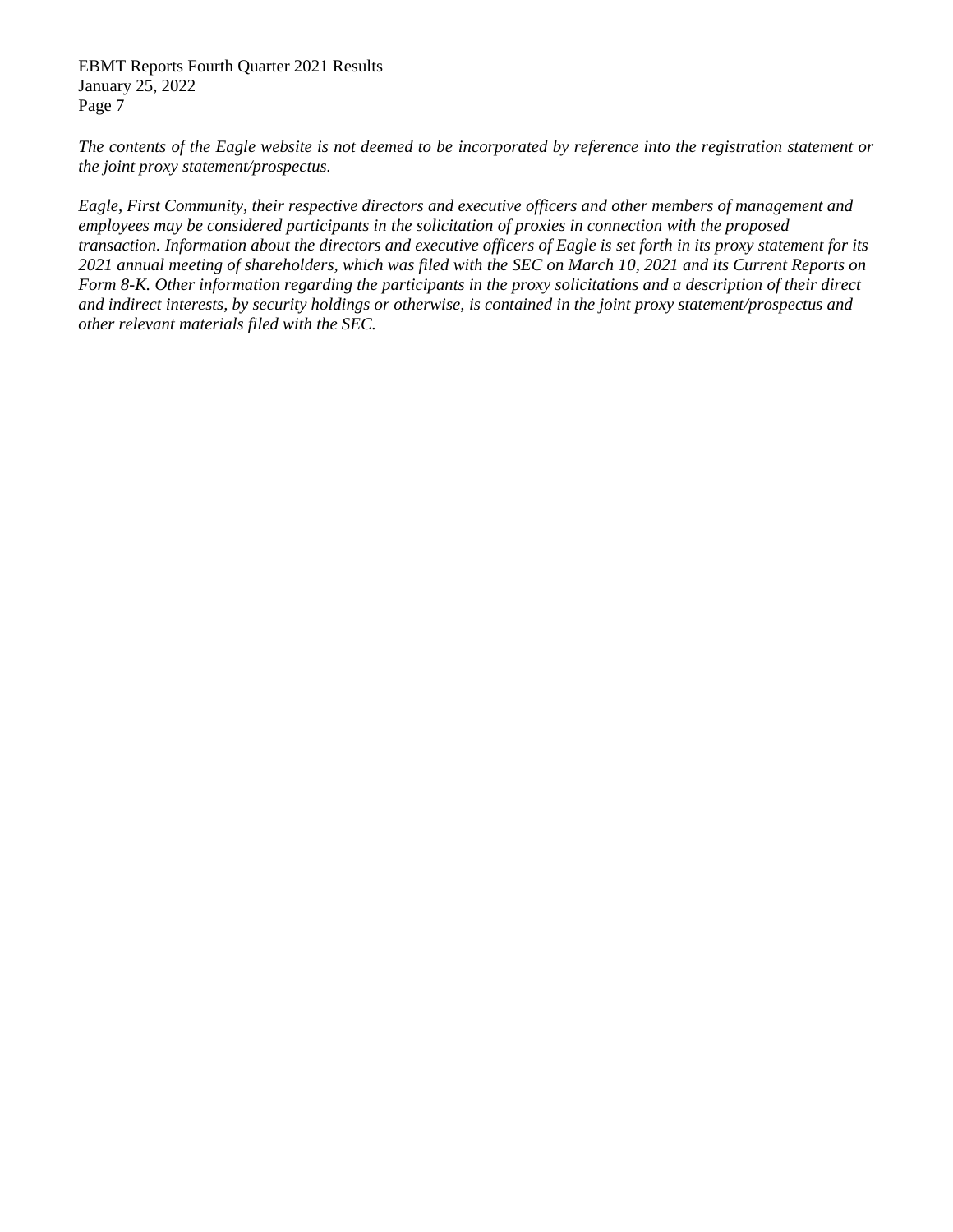*The contents of the Eagle website is not deemed to be incorporated by reference into the registration statement or the joint proxy statement/prospectus.*

*Eagle, First Community, their respective directors and executive officers and other members of management and employees may be considered participants in the solicitation of proxies in connection with the proposed transaction. Information about the directors and executive officers of Eagle is set forth in its proxy statement for its 2021 annual meeting of shareholders, which was filed with the SEC on March 10, 2021 and its Current Reports on Form 8-K. Other information regarding the participants in the proxy solicitations and a description of their direct and indirect interests, by security holdings or otherwise, is contained in the joint proxy statement/prospectus and other relevant materials filed with the SEC.*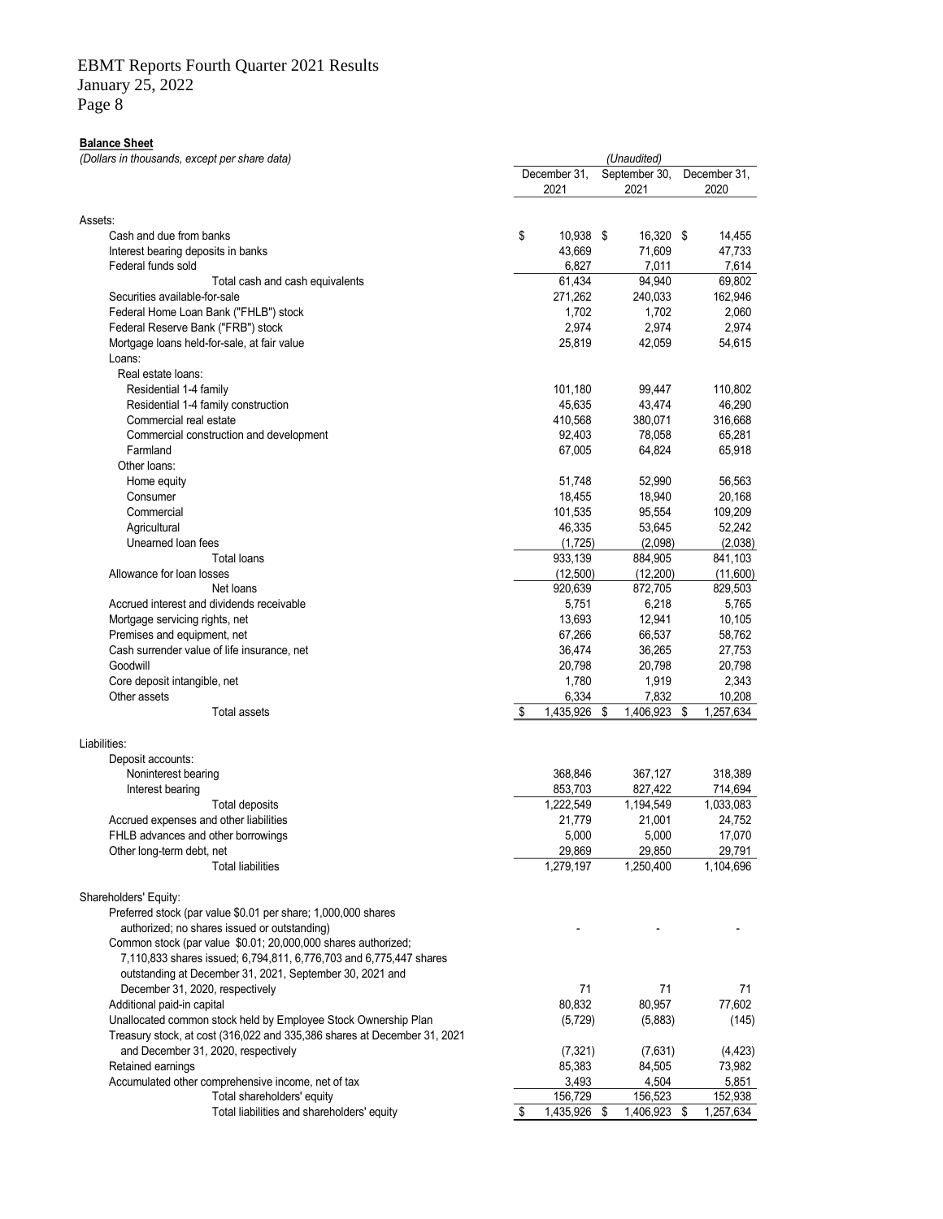EBMT Reports Fourth Quarter 2021 Results
January 25, 2022

**Balance Sheet**

*(Dollars in thousands, except per share data)*

| | *(Unaudited)* | | |
|---|---|---|---|
| | December 31, 2021 | September 30, 2021 | December 31, 2020 |
| **Assets:** | | | |
| Cash and due from banks | $ 10,938 | $ 16,320 | $ 14,455 |
| Interest bearing deposits in banks | 43,669 | 71,609 | 47,733 |
| Federal funds sold | 6,827 | 7,011 | 7,614 |
| Total cash and cash equivalents | 61,434 | 94,940 | 69,802 |
| Securities available-for-sale | 271,262 | 240,033 | 162,946 |
| Federal Home Loan Bank ("FHLB") stock | 1,702 | 1,702 | 2,060 |
| Federal Reserve Bank ("FRB") stock | 2,974 | 2,974 | 2,974 |
| Mortgage loans held-for-sale, at fair value | 25,819 | 42,059 | 54,615 |
| Loans: | | | |
| Real estate loans: | | | |
| Residential 1-4 family | 101,180 | 99,447 | 110,802 |
| Residential 1-4 family construction | 45,635 | 43,474 | 46,290 |
| Commercial real estate | 410,568 | 380,071 | 316,668 |
| Commercial construction and development | 92,403 | 78,058 | 65,281 |
| Farmland | 67,005 | 64,824 | 65,918 |
| Other loans: | | | |
| Home equity | 51,748 | 52,990 | 56,563 |
| Consumer | 18,455 | 18,940 | 20,168 |
| Commercial | 101,535 | 95,554 | 109,209 |
| Agricultural | 46,335 | 53,645 | 52,242 |
| Unearned loan fees | (1,725) | (2,098) | (2,038) |
| Total loans | 933,139 | 884,905 | 841,103 |
| Allowance for loan losses | (12,500) | (12,200) | (11,600) |
| Net loans | 920,639 | 872,705 | 829,503 |
| Accrued interest and dividends receivable | 5,751 | 6,218 | 5,765 |
| Mortgage servicing rights, net | 13,693 | 12,941 | 10,105 |
| Premises and equipment, net | 67,266 | 66,537 | 58,762 |
| Cash surrender value of life insurance, net | 36,474 | 36,265 | 27,753 |
| Goodwill | 20,798 | 20,798 | 20,798 |
| Core deposit intangible, net | 1,780 | 1,919 | 2,343 |
| Other assets | 6,334 | 7,832 | 10,208 |
| Total assets | $ 1,435,926 | $ 1,406,923 | $ 1,257,634 |
| **Liabilities:** | | | |
| Deposit accounts: | | | |
| Noninterest bearing | 368,846 | 367,127 | 318,389 |
| Interest bearing | 853,703 | 827,422 | 714,694 |
| Total deposits | 1,222,549 | 1,194,549 | 1,033,083 |
| Accrued expenses and other liabilities | 21,779 | 21,001 | 24,752 |
| FHLB advances and other borrowings | 5,000 | 5,000 | 17,070 |
| Other long-term debt, net | 29,869 | 29,850 | 29,791 |
| Total liabilities | 1,279,197 | 1,250,400 | 1,104,696 |
| **Shareholders' Equity:** | | | |
| Preferred stock (par value $0.01 per share; 1,000,000 shares authorized; no shares issued or outstanding) | - | - | - |
| Common stock (par value $0.01; 20,000,000 shares authorized; 7,110,833 shares issued; 6,794,811, 6,776,703 and 6,775,447 shares outstanding at December 31, 2021, September 30, 2021 and December 31, 2020, respectively | 71 | 71 | 71 |
| Additional paid-in capital | 80,832 | 80,957 | 77,602 |
| Unallocated common stock held by Employee Stock Ownership Plan | (5,729) | (5,883) | (145) |
| Treasury stock, at cost (316,022 and 335,386 shares at December 31, 2021 and December 31, 2020, respectively | (7,321) | (7,631) | (4,423) |
| Retained earnings | 85,383 | 84,505 | 73,982 |
| Accumulated other comprehensive income, net of tax | 3,493 | 4,504 | 5,851 |
| Total shareholders' equity | 156,729 | 156,523 | 152,938 |
| Total liabilities and shareholders' equity | $ 1,435,926 | $ 1,406,923 | $ 1,257,634 |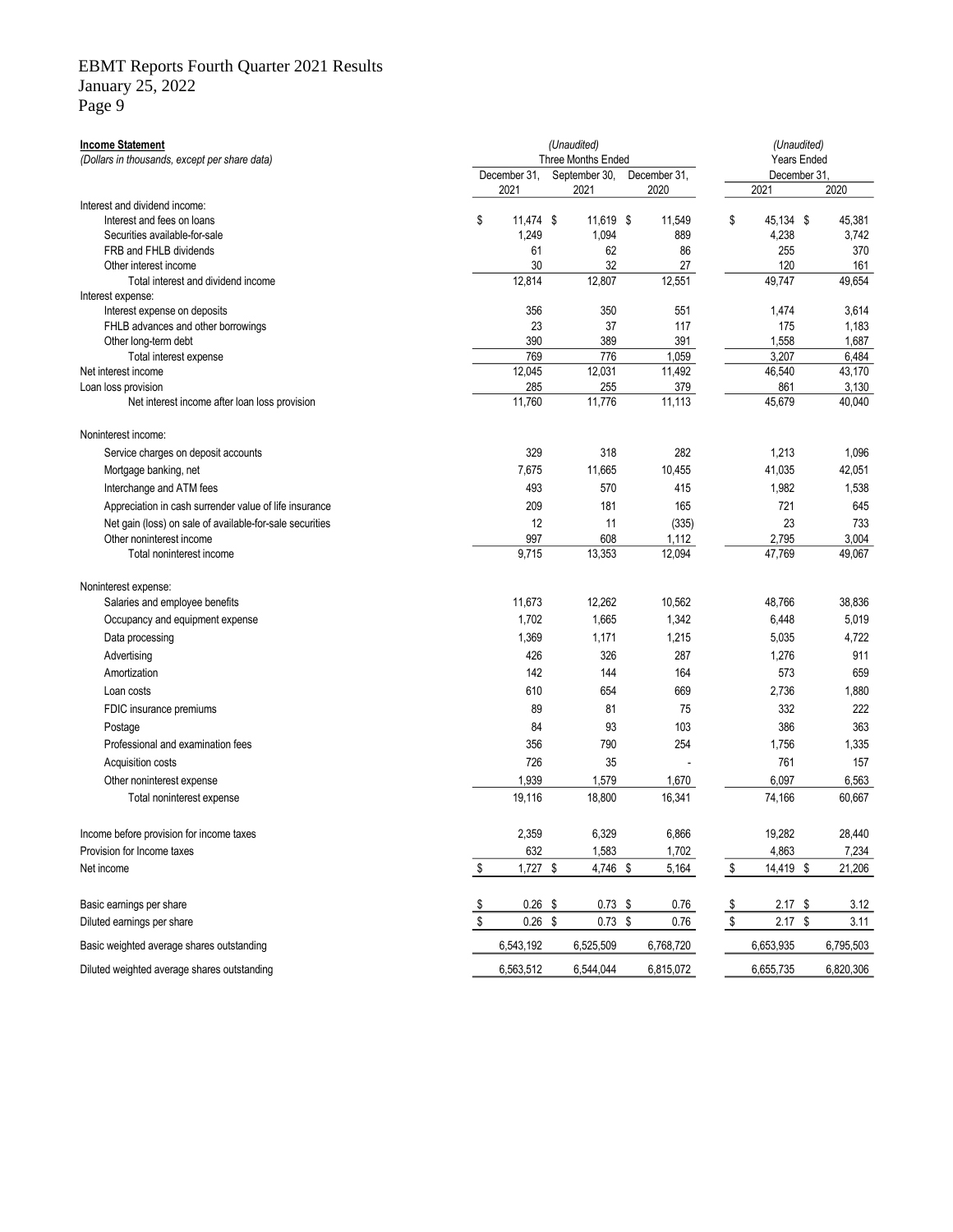EBMT Reports Fourth Quarter 2021 Results
January 25, 2022

**Income Statement**
*(Dollars in thousands, except per share data)*

| | *(Unaudited)* Three Months Ended | | | *(Unaudited)* Years Ended | |
|---|---|---|---|---|---|
| | December 31, 2021 | September 30, 2021 | December 31, 2020 | December 31, 2021 | December 31, 2020 |
| Interest and dividend income: | | | | | |
| Interest and fees on loans | $ 11,474 | $ 11,619 | $ 11,549 | $ 45,134 | $ 45,381 |
| Securities available-for-sale | 1,249 | 1,094 | 889 | 4,238 | 3,742 |
| FRB and FHLB dividends | 61 | 62 | 86 | 255 | 370 |
| Other interest income | 30 | 32 | 27 | 120 | 161 |
| Total interest and dividend income | 12,814 | 12,807 | 12,551 | 49,747 | 49,654 |
| Interest expense: | | | | | |
| Interest expense on deposits | 356 | 350 | 551 | 1,474 | 3,614 |
| FHLB advances and other borrowings | 23 | 37 | 117 | 175 | 1,183 |
| Other long-term debt | 390 | 389 | 391 | 1,558 | 1,687 |
| Total interest expense | 769 | 776 | 1,059 | 3,207 | 6,484 |
| Net interest income | 12,045 | 12,031 | 11,492 | 46,540 | 43,170 |
| Loan loss provision | 285 | 255 | 379 | 861 | 3,130 |
| Net interest income after loan loss provision | 11,760 | 11,776 | 11,113 | 45,679 | 40,040 |
| Noninterest income: | | | | | |
| Service charges on deposit accounts | 329 | 318 | 282 | 1,213 | 1,096 |
| Mortgage banking, net | 7,675 | 11,665 | 10,455 | 41,035 | 42,051 |
| Interchange and ATM fees | 493 | 570 | 415 | 1,982 | 1,538 |
| Appreciation in cash surrender value of life insurance | 209 | 181 | 165 | 721 | 645 |
| Net gain (loss) on sale of available-for-sale securities | 12 | 11 | (335) | 23 | 733 |
| Other noninterest income | 997 | 608 | 1,112 | 2,795 | 3,004 |
| Total noninterest income | 9,715 | 13,353 | 12,094 | 47,769 | 49,067 |
| Noninterest expense: | | | | | |
| Salaries and employee benefits | 11,673 | 12,262 | 10,562 | 48,766 | 38,836 |
| Occupancy and equipment expense | 1,702 | 1,665 | 1,342 | 6,448 | 5,019 |
| Data processing | 1,369 | 1,171 | 1,215 | 5,035 | 4,722 |
| Advertising | 426 | 326 | 287 | 1,276 | 911 |
| Amortization | 142 | 144 | 164 | 573 | 659 |
| Loan costs | 610 | 654 | 669 | 2,736 | 1,880 |
| FDIC insurance premiums | 89 | 81 | 75 | 332 | 222 |
| Postage | 84 | 93 | 103 | 386 | 363 |
| Professional and examination fees | 356 | 790 | 254 | 1,756 | 1,335 |
| Acquisition costs | 726 | 35 | - | 761 | 157 |
| Other noninterest expense | 1,939 | 1,579 | 1,670 | 6,097 | 6,563 |
| Total noninterest expense | 19,116 | 18,800 | 16,341 | 74,166 | 60,667 |
| Income before provision for income taxes | 2,359 | 6,329 | 6,866 | 19,282 | 28,440 |
| Provision for Income taxes | 632 | 1,583 | 1,702 | 4,863 | 7,234 |
| Net income | $ 1,727 | $ 4,746 | $ 5,164 | $ 14,419 | $ 21,206 |
| Basic earnings per share | $ 0.26 | $ 0.73 | $ 0.76 | $ 2.17 | $ 3.12 |
| Diluted earnings per share | $ 0.26 | $ 0.73 | $ 0.76 | $ 2.17 | $ 3.11 |
| Basic weighted average shares outstanding | 6,543,192 | 6,525,509 | 6,768,720 | 6,653,935 | 6,795,503 |
| Diluted weighted average shares outstanding | 6,563,512 | 6,544,044 | 6,815,072 | 6,655,735 | 6,820,306 |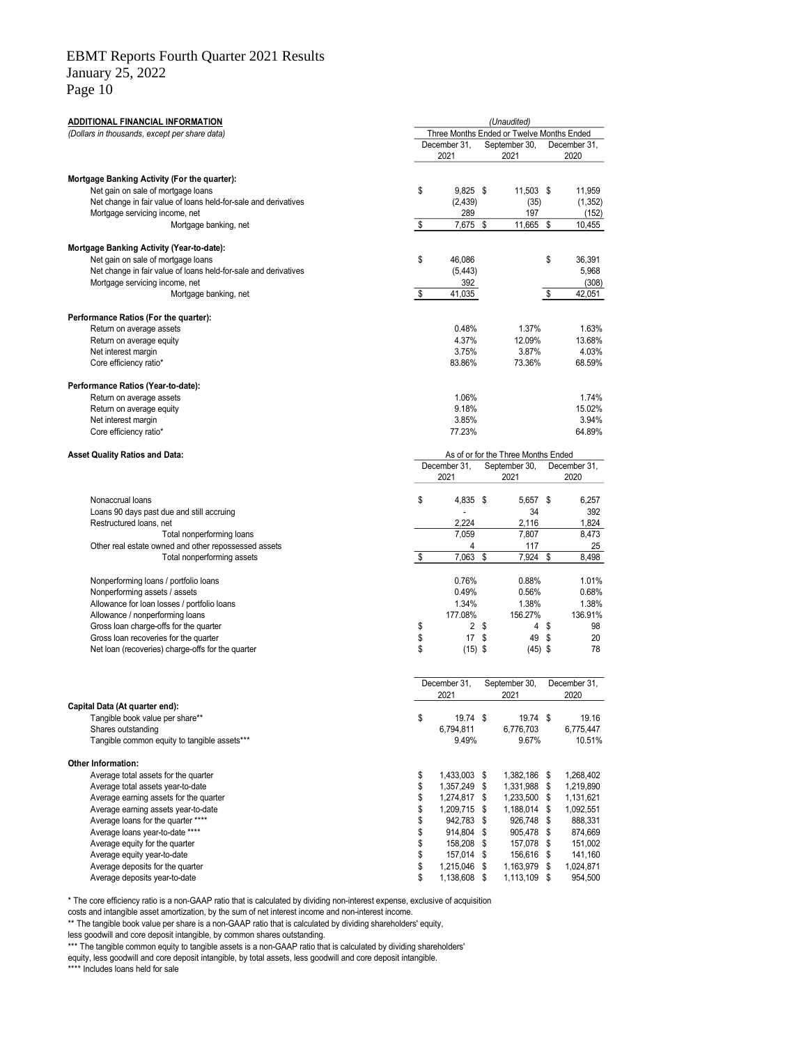EBMT Reports Fourth Quarter 2021 Results
January 25, 2022

| **ADDITIONAL FINANCIAL INFORMATION** *(Dollars in thousands, except per share data)* | *(Unaudited)* Three Months Ended or Twelve Months Ended | | |
|---|---|---|---|
| | December 31, 2021 | September 30, 2021 | December 31, 2020 |
| **Mortgage Banking Activity (For the quarter):** | | | |
| Net gain on sale of mortgage loans | $ 9,825 | $ 11,503 | $ 11,959 |
| Net change in fair value of loans held-for-sale and derivatives | (2,439) | (35) | (1,352) |
| Mortgage servicing income, net | 289 | 197 | (152) |
| Mortgage banking, net | $ 7,675 | $ 11,665 | $ 10,455 |
| **Mortgage Banking Activity (Year-to-date):** | | | |
| Net gain on sale of mortgage loans | $ 46,086 | | $ 36,391 |
| Net change in fair value of loans held-for-sale and derivatives | (5,443) | | 5,968 |
| Mortgage servicing income, net | 392 | | (308) |
| Mortgage banking, net | $ 41,035 | | $ 42,051 |
| **Performance Ratios (For the quarter):** | | | |
| Return on average assets | 0.48% | 1.37% | 1.63% |
| Return on average equity | 4.37% | 12.09% | 13.68% |
| Net interest margin | 3.75% | 3.87% | 4.03% |
| Core efficiency ratio* | 83.86% | 73.36% | 68.59% |
| **Performance Ratios (Year-to-date):** | | | |
| Return on average assets | 1.06% | | 1.74% |
| Return on average equity | 9.18% | | 15.02% |
| Net interest margin | 3.85% | | 3.94% |
| Core efficiency ratio* | 77.23% | | 64.89% |

| **Asset Quality Ratios and Data:** | As of or for the Three Months Ended | | |
|---|---|---|---|
| | December 31, 2021 | September 30, 2021 | December 31, 2020 |
| Nonaccrual loans | $ 4,835 | $ 5,657 | $ 6,257 |
| Loans 90 days past due and still accruing | - | 34 | 392 |
| Restructured loans, net | 2,224 | 2,116 | 1,824 |
| Total nonperforming loans | 7,059 | 7,807 | 8,473 |
| Other real estate owned and other repossessed assets | 4 | 117 | 25 |
| Total nonperforming assets | $ 7,063 | $ 7,924 | $ 8,498 |
| Nonperforming loans / portfolio loans | 0.76% | 0.88% | 1.01% |
| Nonperforming assets / assets | 0.49% | 0.56% | 0.68% |
| Allowance for loan losses / portfolio loans | 1.34% | 1.38% | 1.38% |
| Allowance / nonperforming loans | 177.08% | 156.27% | 136.91% |
| Gross loan charge-offs for the quarter | $ 2 | $ 4 | $ 98 |
| Gross loan recoveries for the quarter | $ 17 | $ 49 | $ 20 |
| Net loan (recoveries) charge-offs for the quarter | $ (15) | $ (45) | $ 78 |

| | December 31, 2021 | September 30, 2021 | December 31, 2020 |
|---|---|---|---|
| **Capital Data (At quarter end):** | | | |
| Tangible book value per share** | $ 19.74 | $ 19.74 | $ 19.16 |
| Shares outstanding | 6,794,811 | 6,776,703 | 6,775,447 |
| Tangible common equity to tangible assets*** | 9.49% | 9.67% | 10.51% |
| **Other Information:** | | | |
| Average total assets for the quarter | $ 1,433,003 | $ 1,382,186 | $ 1,268,402 |
| Average total assets year-to-date | $ 1,357,249 | $ 1,331,988 | $ 1,219,890 |
| Average earning assets for the quarter | $ 1,274,817 | $ 1,233,500 | $ 1,131,621 |
| Average earning assets year-to-date | $ 1,209,715 | $ 1,188,014 | $ 1,092,551 |
| Average loans for the quarter **** | $ 942,783 | $ 926,748 | $ 888,331 |
| Average loans year-to-date **** | $ 914,804 | $ 905,478 | $ 874,669 |
| Average equity for the quarter | $ 158,208 | $ 157,078 | $ 151,002 |
| Average equity year-to-date | $ 157,014 | $ 156,616 | $ 141,160 |
| Average deposits for the quarter | $ 1,215,046 | $ 1,163,979 | $ 1,024,871 |
| Average deposits year-to-date | $ 1,138,608 | $ 1,113,109 | $ 954,500 |

* The core efficiency ratio is a non-GAAP ratio that is calculated by dividing non-interest expense, exclusive of acquisition costs and intangible asset amortization, by the sum of net interest income and non-interest income.

** The tangible book value per share is a non-GAAP ratio that is calculated by dividing shareholders' equity, less goodwill and core deposit intangible, by common shares outstanding.

*** The tangible common equity to tangible assets is a non-GAAP ratio that is calculated by dividing shareholders' equity, less goodwill and core deposit intangible, by total assets, less goodwill and core deposit intangible.

**** Includes loans held for sale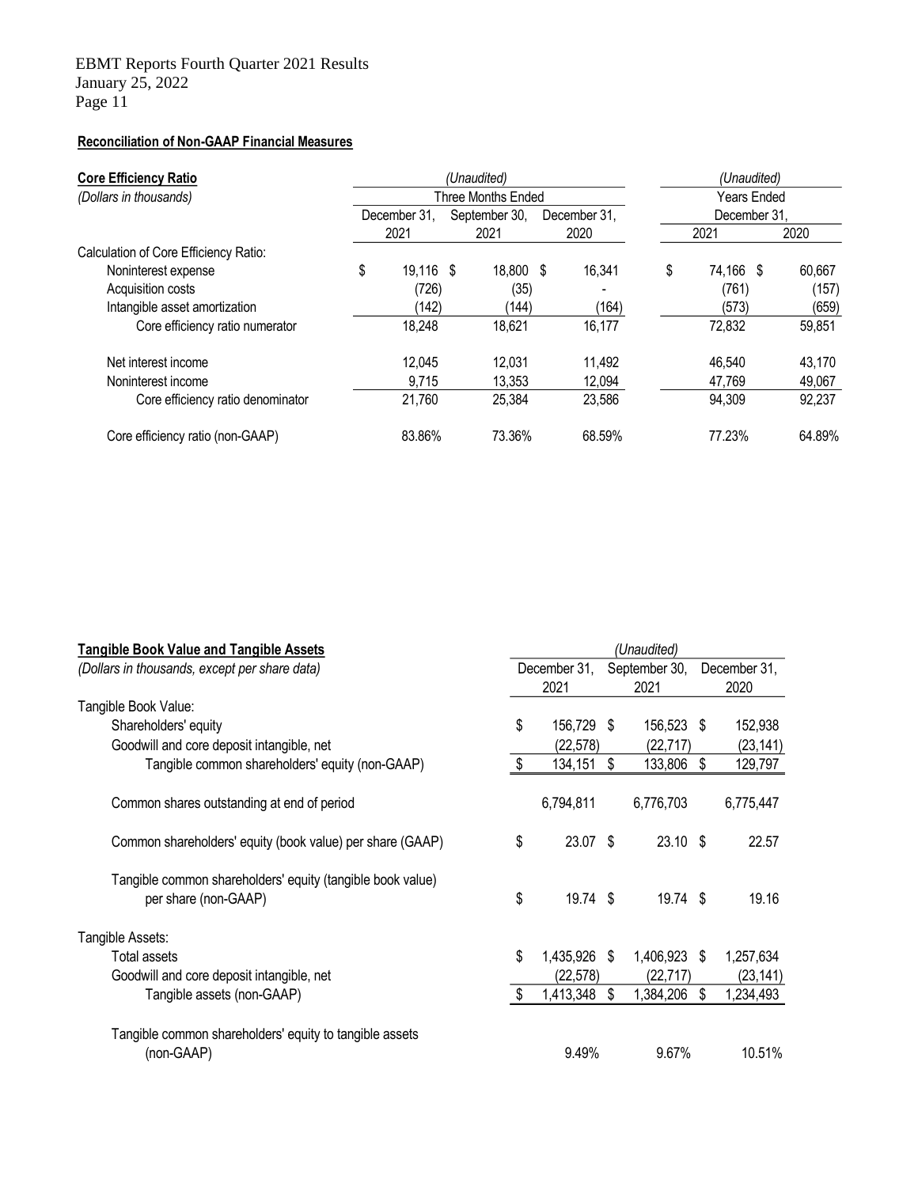EBMT Reports Fourth Quarter 2021 Results
January 25, 2022

**Reconciliation of Non-GAAP Financial Measures**

| **Core Efficiency Ratio** | *(Unaudited)* | | | *(Unaudited)* | |
|---|---|---|---|---|---|
| *(Dollars in thousands)* | Three Months Ended | | | Years Ended | |
| | December 31, 2021 | September 30, 2021 | December 31, 2020 | December 31, 2021 | December 31, 2020 |
| Calculation of Core Efficiency Ratio: | | | | | |
| Noninterest expense | $ 19,116 | $ 18,800 | $ 16,341 | $ 74,166 | $ 60,667 |
| Acquisition costs | (726) | (35) | - | (761) | (157) |
| Intangible asset amortization | (142) | (144) | (164) | (573) | (659) |
| Core efficiency ratio numerator | 18,248 | 18,621 | 16,177 | 72,832 | 59,851 |
| Net interest income | 12,045 | 12,031 | 11,492 | 46,540 | 43,170 |
| Noninterest income | 9,715 | 13,353 | 12,094 | 47,769 | 49,067 |
| Core efficiency ratio denominator | 21,760 | 25,384 | 23,586 | 94,309 | 92,237 |
| Core efficiency ratio (non-GAAP) | 83.86% | 73.36% | 68.59% | 77.23% | 64.89% |

| **Tangible Book Value and Tangible Assets** | *(Unaudited)* | | |
|---|---|---|---|
| *(Dollars in thousands, except per share data)* | December 31, 2021 | September 30, 2021 | December 31, 2020 |
| Tangible Book Value: | | | |
| Shareholders' equity | $ 156,729 | $ 156,523 | $ 152,938 |
| Goodwill and core deposit intangible, net | (22,578) | (22,717) | (23,141) |
| Tangible common shareholders' equity (non-GAAP) | $ 134,151 | $ 133,806 | $ 129,797 |
| Common shares outstanding at end of period | 6,794,811 | 6,776,703 | 6,775,447 |
| Common shareholders' equity (book value) per share (GAAP) | $ 23.07 | $ 23.10 | $ 22.57 |
| Tangible common shareholders' equity (tangible book value) per share (non-GAAP) | $ 19.74 | $ 19.74 | $ 19.16 |
| Tangible Assets: | | | |
| Total assets | $ 1,435,926 | $ 1,406,923 | $ 1,257,634 |
| Goodwill and core deposit intangible, net | (22,578) | (22,717) | (23,141) |
| Tangible assets (non-GAAP) | $ 1,413,348 | $ 1,384,206 | $ 1,234,493 |
| Tangible common shareholders' equity to tangible assets (non-GAAP) | 9.49% | 9.67% | 10.51% |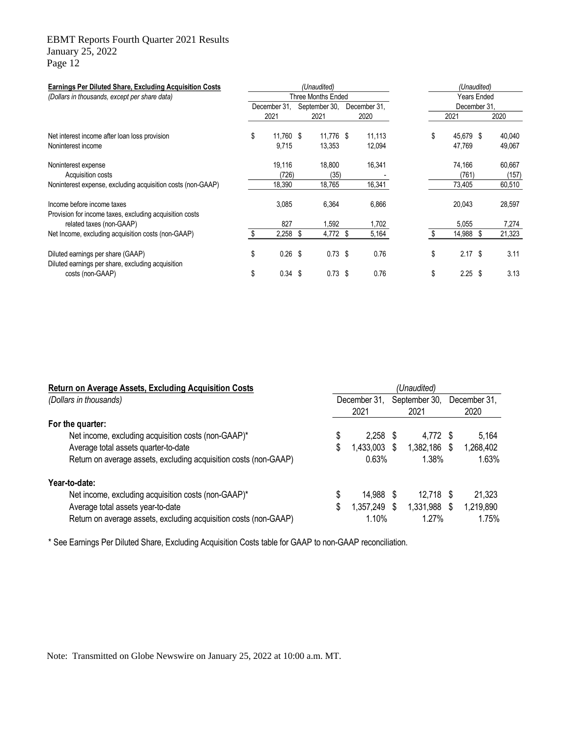EBMT Reports Fourth Quarter 2021 Results
January 25, 2022

**Earnings Per Diluted Share, Excluding Acquisition Costs**
*(Dollars in thousands, except per share data)*

| | *(Unaudited)* Three Months Ended December 31, 2021 | September 30, 2021 | December 31, 2020 | *(Unaudited)* Years Ended December 31, 2021 | 2020 |
|---|---|---|---|---|---|
| Net interest income after loan loss provision | $ 11,760 | $ 11,776 | $ 11,113 | $ 45,679 | $ 40,040 |
| Noninterest income | 9,715 | 13,353 | 12,094 | 47,769 | 49,067 |
| Noninterest expense | 19,116 | 18,800 | 16,341 | 74,166 | 60,667 |
| Acquisition costs | (726) | (35) | - | (761) | (157) |
| Noninterest expense, excluding acquisition costs (non-GAAP) | 18,390 | 18,765 | 16,341 | 73,405 | 60,510 |
| Income before income taxes | 3,085 | 6,364 | 6,866 | 20,043 | 28,597 |
| Provision for income taxes, excluding acquisition costs related taxes (non-GAAP) | 827 | 1,592 | 1,702 | 5,055 | 7,274 |
| Net Income, excluding acquisition costs (non-GAAP) | $ 2,258 | $ 4,772 | $ 5,164 | $ 14,988 | $ 21,323 |
| Diluted earnings per share (GAAP) | $ 0.26 | $ 0.73 | $ 0.76 | $ 2.17 | $ 3.11 |
| Diluted earnings per share, excluding acquisition costs (non-GAAP) | $ 0.34 | $ 0.73 | $ 0.76 | $ 2.25 | $ 3.13 |

**Return on Average Assets, Excluding Acquisition Costs**
*(Dollars in thousands)*

| | *(Unaudited)* December 31, 2021 | September 30, 2021 | December 31, 2020 |
|---|---|---|---|
| **For the quarter:** | | | |
| Net income, excluding acquisition costs (non-GAAP)* | $ 2,258 | $ 4,772 | $ 5,164 |
| Average total assets quarter-to-date | $ 1,433,003 | $ 1,382,186 | $ 1,268,402 |
| Return on average assets, excluding acquisition costs (non-GAAP) | 0.63% | 1.38% | 1.63% |
| **Year-to-date:** | | | |
| Net income, excluding acquisition costs (non-GAAP)* | $ 14,988 | $ 12,718 | $ 21,323 |
| Average total assets year-to-date | $ 1,357,249 | $ 1,331,988 | $ 1,219,890 |
| Return on average assets, excluding acquisition costs (non-GAAP) | 1.10% | 1.27% | 1.75% |

* See Earnings Per Diluted Share, Excluding Acquisition Costs table for GAAP to non-GAAP reconciliation.

Note: Transmitted on Globe Newswire on January 25, 2022 at 10:00 a.m. MT.